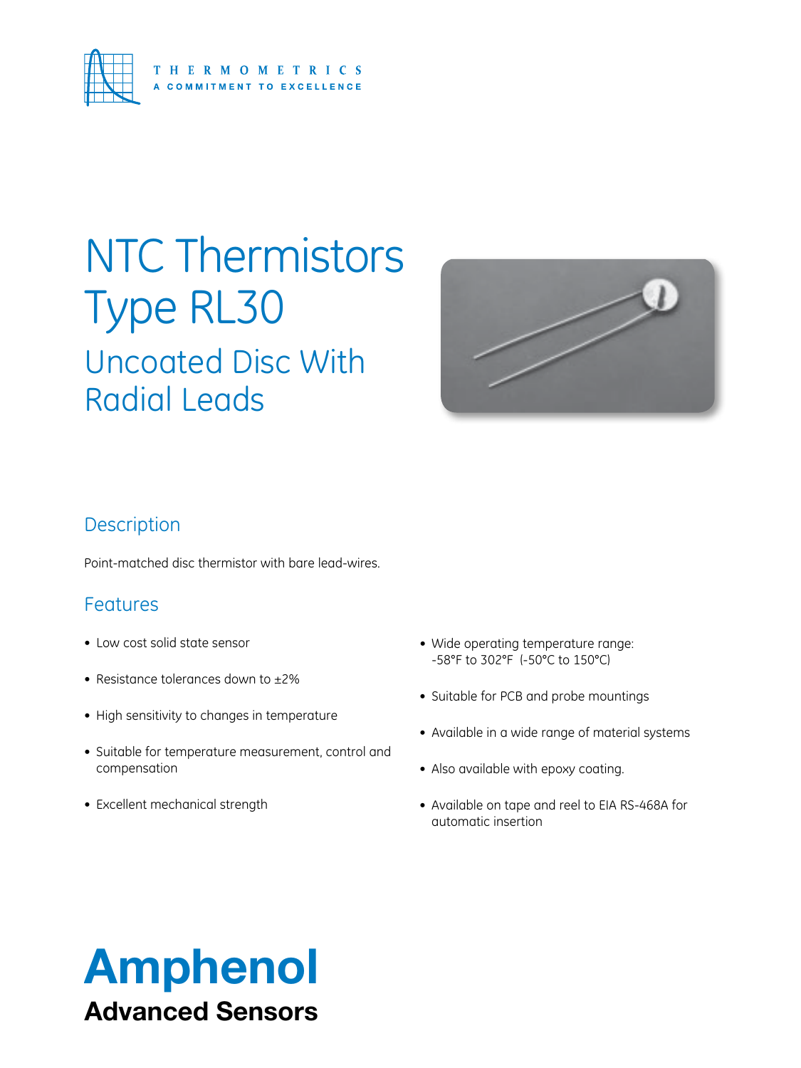THERMOMETRICS

A COMMITMENT TO EXCELLENCE

# NTC Thermistors Type RL30

## Uncoated Disc With Radial Leads

## Description

Point-matched disc thermistor with bare lead-wires.

## Features

- Low cost solid state sensor
- Resistance tolerances down to ±2%
- High sensitivity to changes in temperature
- Suitable for temperature measurement, control and compensation
- Excellent mechanical strength
- Wide operating temperature range: -58°F to 302°F (-50°C to 150°C)
- Suitable for PCB and probe mountings
- Available in a wide range of material systems
- Also available with epoxy coating.
- Available on tape and reel to EIA RS-468A for automatic insertion

**Amphenol**

**Advanced Sensors**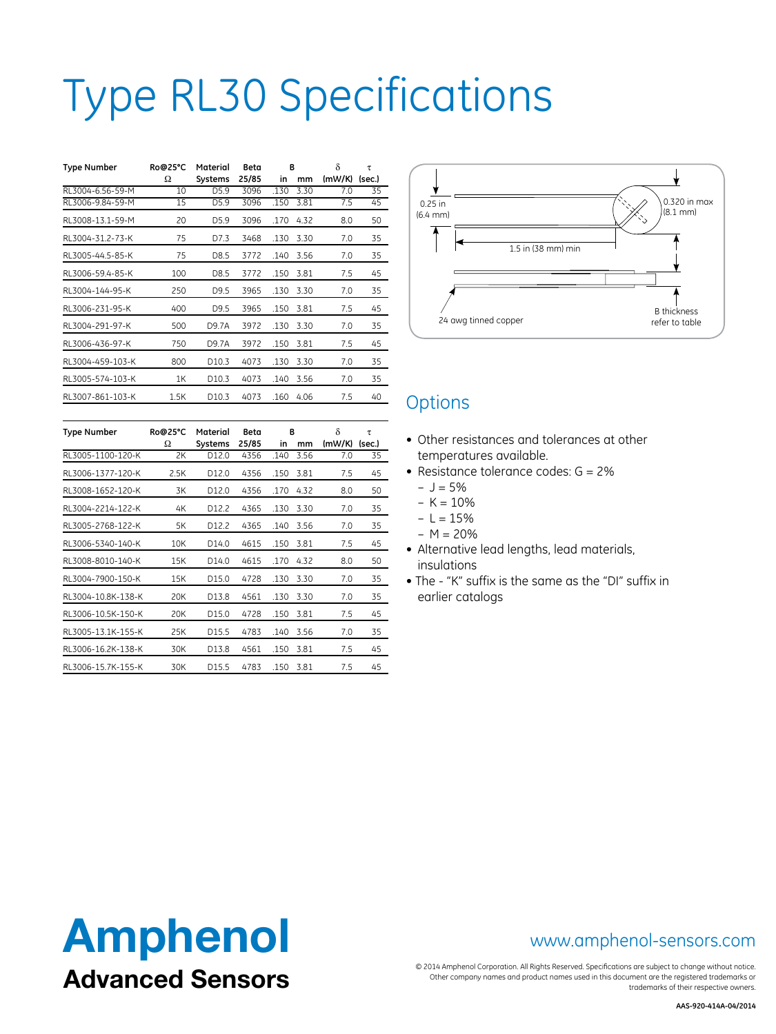# Type RL30 Specifications

| Type Number | Ro@25°C Ω | Material Systems | Beta 25/85 | B in | B mm | δ (mW/K) | τ (sec.) |
|---|---|---|---|---|---|---|---|
| RL3004-6.56-59-M | 10 | D5.9 | 3096 | .130 | 3.30 | 7.0 | 35 |
| RL3006-9.84-59-M | 15 | D5.9 | 3096 | .150 | 3.81 | 7.5 | 45 |
| RL3008-13.1-59-M | 20 | D5.9 | 3096 | .170 | 4.32 | 8.0 | 50 |
| RL3004-31.2-73-K | 75 | D7.3 | 3468 | .130 | 3.30 | 7.0 | 35 |
| RL3005-44.5-85-K | 75 | D8.5 | 3772 | .140 | 3.56 | 7.0 | 35 |
| RL3006-59.4-85-K | 100 | D8.5 | 3772 | .150 | 3.81 | 7.5 | 45 |
| RL3004-144-95-K | 250 | D9.5 | 3965 | .130 | 3.30 | 7.0 | 35 |
| RL3006-231-95-K | 400 | D9.5 | 3965 | .150 | 3.81 | 7.5 | 45 |
| RL3004-291-97-K | 500 | D9.7A | 3972 | .130 | 3.30 | 7.0 | 35 |
| RL3006-436-97-K | 750 | D9.7A | 3972 | .150 | 3.81 | 7.5 | 45 |
| RL3004-459-103-K | 800 | D10.3 | 4073 | .130 | 3.30 | 7.0 | 35 |
| RL3005-574-103-K | 1K | D10.3 | 4073 | .140 | 3.56 | 7.0 | 35 |
| RL3007-861-103-K | 1.5K | D10.3 | 4073 | .160 | 4.06 | 7.5 | 40 |

| Type Number | Ro@25°C Ω | Material Systems | Beta 25/85 | B in | B mm | δ (mW/K) | τ (sec.) |
|---|---|---|---|---|---|---|---|
| RL3005-1100-120-K | 2K | D12.0 | 4356 | .140 | 3.56 | 7.0 | 35 |
| RL3006-1377-120-K | 2.5K | D12.0 | 4356 | .150 | 3.81 | 7.5 | 45 |
| RL3008-1652-120-K | 3K | D12.0 | 4356 | .170 | 4.32 | 8.0 | 50 |
| RL3004-2214-122-K | 4K | D12.2 | 4365 | .130 | 3.30 | 7.0 | 35 |
| RL3005-2768-122-K | 5K | D12.2 | 4365 | .140 | 3.56 | 7.0 | 35 |
| RL3006-5340-140-K | 10K | D14.0 | 4615 | .150 | 3.81 | 7.5 | 45 |
| RL3008-8010-140-K | 15K | D14.0 | 4615 | .170 | 4.32 | 8.0 | 50 |
| RL3004-7900-150-K | 15K | D15.0 | 4728 | .130 | 3.30 | 7.0 | 35 |
| RL3004-10.8K-138-K | 20K | D13.8 | 4561 | .130 | 3.30 | 7.0 | 35 |
| RL3006-10.5K-150-K | 20K | D15.0 | 4728 | .150 | 3.81 | 7.5 | 45 |
| RL3005-13.1K-155-K | 25K | D15.5 | 4783 | .140 | 3.56 | 7.0 | 35 |
| RL3006-16.2K-138-K | 30K | D13.8 | 4561 | .150 | 3.81 | 7.5 | 45 |
| RL3006-15.7K-155-K | 30K | D15.5 | 4783 | .150 | 3.81 | 7.5 | 45 |

0.25 in (6.4 mm)
0.320 in max (8.1 mm)
1.5 in (38 mm) min
24 awg tinned copper
B thickness refer to table

## Options

- Other resistances and tolerances at other temperatures available.
- Resistance tolerance codes: G = 2%
  - J = 5%
  - K = 10%
  - L = 15%
  - M = 20%
- Alternative lead lengths, lead materials, insulations
- The - "K" suffix is the same as the "DI" suffix in earlier catalogs

**Amphenol**
**Advanced Sensors**

www.amphenol-sensors.com

© 2014 Amphenol Corporation. All Rights Reserved. Specifications are subject to change without notice. Other company names and product names used in this document are the registered trademarks or trademarks of their respective owners.

AAS-920-414A-04/2014